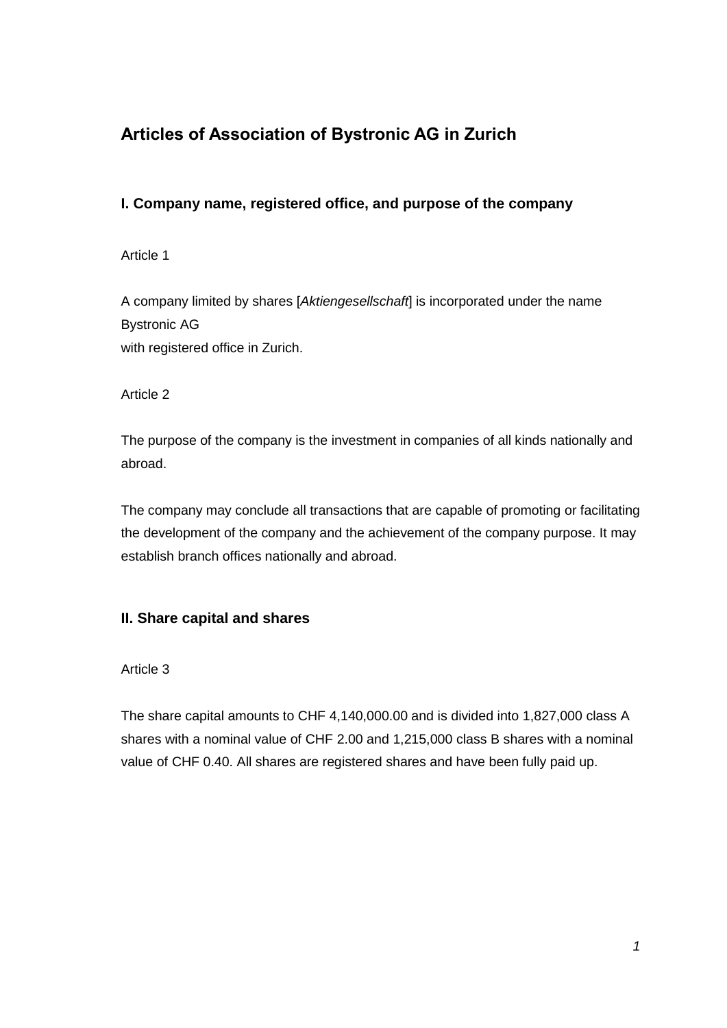# Articles of Association of Bystronic AG in Zurich

## I. Company name, registered office, and purpose of the company

Article 1

A company limited by shares [*Aktiengesellschaft*] is incorporated under the name
Bystronic AG
with registered office in Zurich.

Article 2

The purpose of the company is the investment in companies of all kinds nationally and abroad.

The company may conclude all transactions that are capable of promoting or facilitating the development of the company and the achievement of the company purpose. It may establish branch offices nationally and abroad.

## II. Share capital and shares

Article 3

The share capital amounts to CHF 4,140,000.00 and is divided into 1,827,000 class A shares with a nominal value of CHF 2.00 and 1,215,000 class B shares with a nominal value of CHF 0.40. All shares are registered shares and have been fully paid up.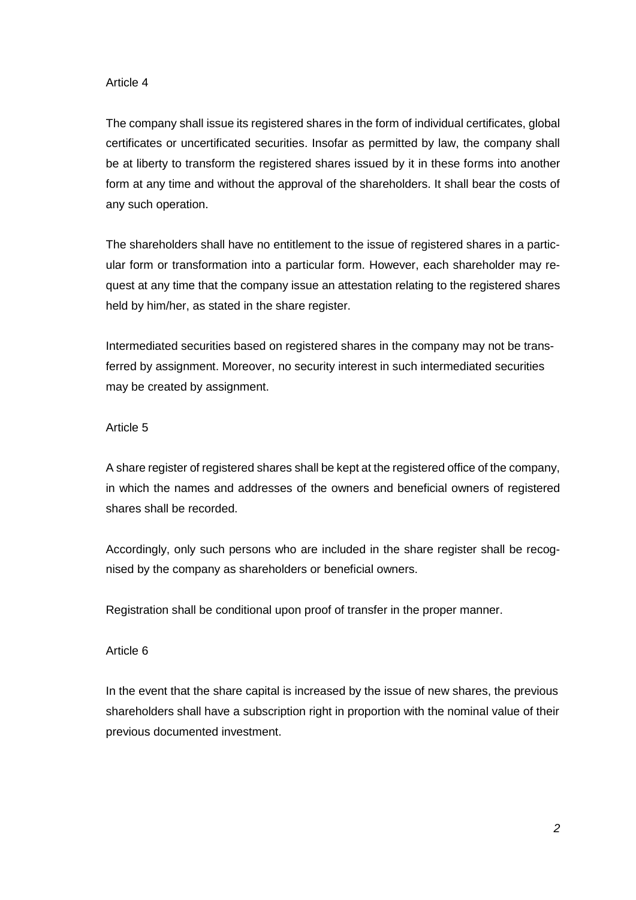Article 4

The company shall issue its registered shares in the form of individual certificates, global certificates or uncertificated securities. Insofar as permitted by law, the company shall be at liberty to transform the registered shares issued by it in these forms into another form at any time and without the approval of the shareholders. It shall bear the costs of any such operation.

The shareholders shall have no entitlement to the issue of registered shares in a particular form or transformation into a particular form. However, each shareholder may request at any time that the company issue an attestation relating to the registered shares held by him/her, as stated in the share register.

Intermediated securities based on registered shares in the company may not be transferred by assignment. Moreover, no security interest in such intermediated securities may be created by assignment.

Article 5

A share register of registered shares shall be kept at the registered office of the company, in which the names and addresses of the owners and beneficial owners of registered shares shall be recorded.

Accordingly, only such persons who are included in the share register shall be recognised by the company as shareholders or beneficial owners.

Registration shall be conditional upon proof of transfer in the proper manner.

Article 6

In the event that the share capital is increased by the issue of new shares, the previous shareholders shall have a subscription right in proportion with the nominal value of their previous documented investment.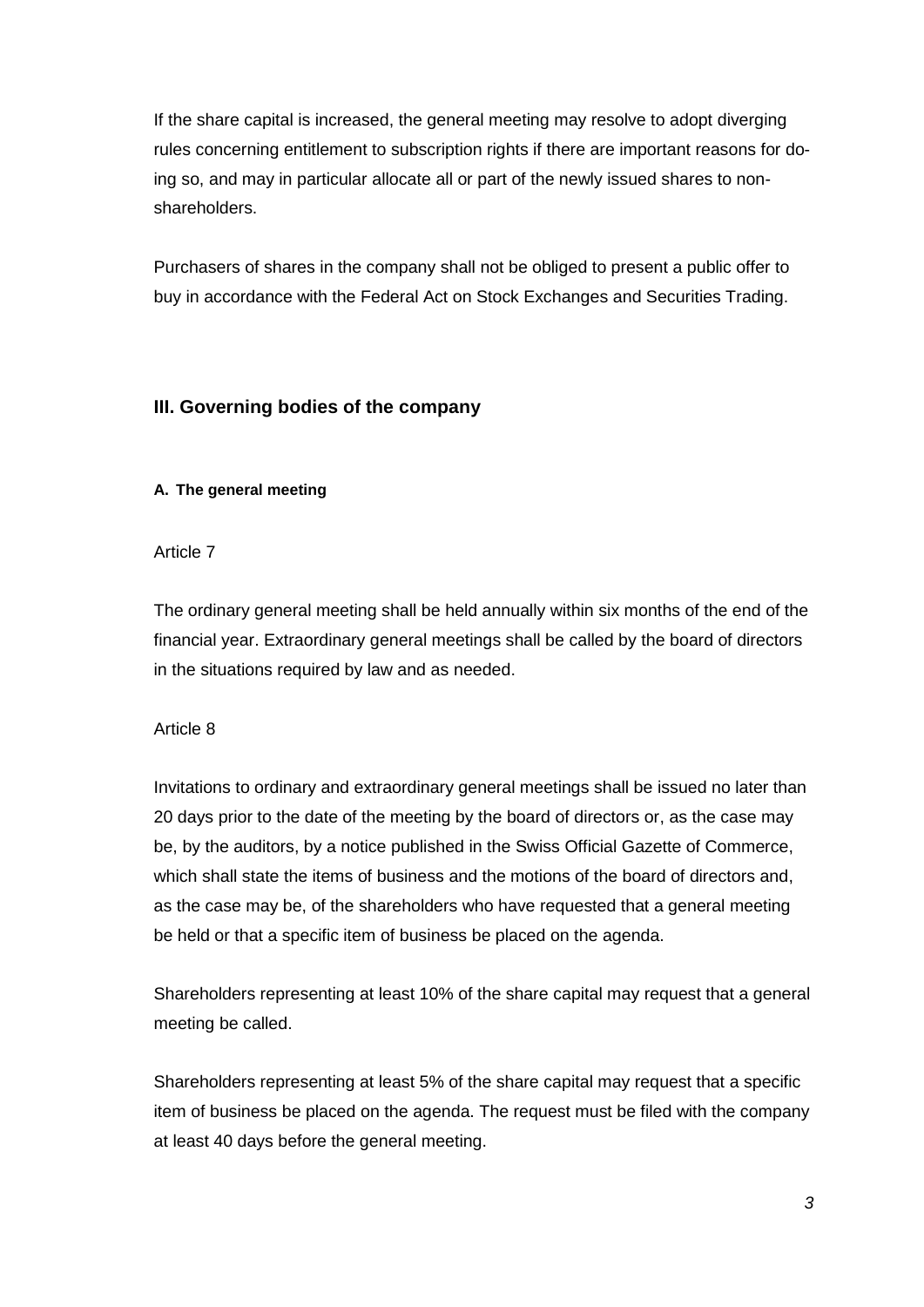If the share capital is increased, the general meeting may resolve to adopt diverging rules concerning entitlement to subscription rights if there are important reasons for doing so, and may in particular allocate all or part of the newly issued shares to non-shareholders.

Purchasers of shares in the company shall not be obliged to present a public offer to buy in accordance with the Federal Act on Stock Exchanges and Securities Trading.

## III. Governing bodies of the company

#### A. The general meeting

Article 7

The ordinary general meeting shall be held annually within six months of the end of the financial year. Extraordinary general meetings shall be called by the board of directors in the situations required by law and as needed.

Article 8

Invitations to ordinary and extraordinary general meetings shall be issued no later than 20 days prior to the date of the meeting by the board of directors or, as the case may be, by the auditors, by a notice published in the Swiss Official Gazette of Commerce, which shall state the items of business and the motions of the board of directors and, as the case may be, of the shareholders who have requested that a general meeting be held or that a specific item of business be placed on the agenda.

Shareholders representing at least 10% of the share capital may request that a general meeting be called.

Shareholders representing at least 5% of the share capital may request that a specific item of business be placed on the agenda. The request must be filed with the company at least 40 days before the general meeting.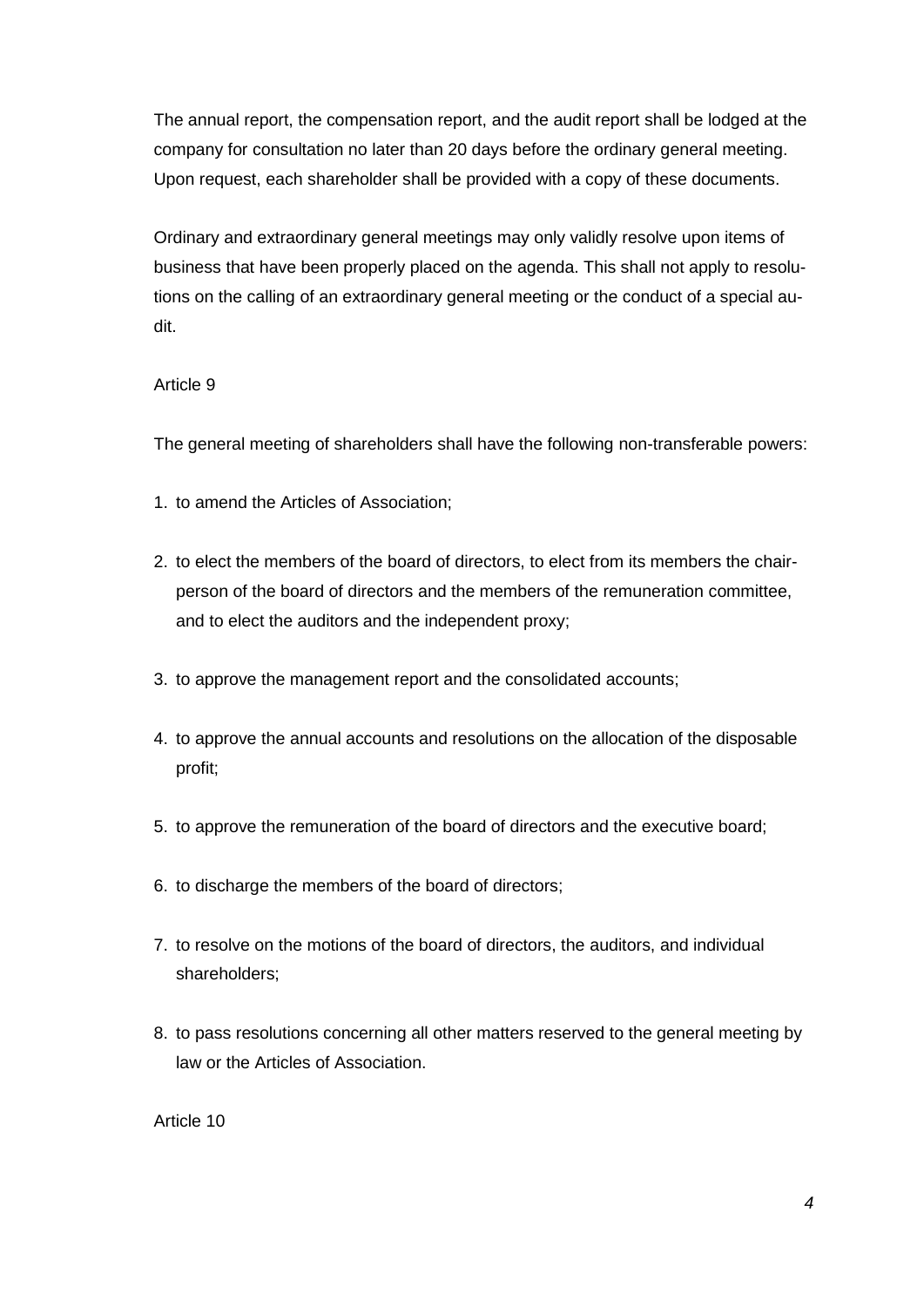The annual report, the compensation report, and the audit report shall be lodged at the company for consultation no later than 20 days before the ordinary general meeting. Upon request, each shareholder shall be provided with a copy of these documents.

Ordinary and extraordinary general meetings may only validly resolve upon items of business that have been properly placed on the agenda. This shall not apply to resolutions on the calling of an extraordinary general meeting or the conduct of a special audit.

Article 9

The general meeting of shareholders shall have the following non-transferable powers:

1. to amend the Articles of Association;
2. to elect the members of the board of directors, to elect from its members the chairperson of the board of directors and the members of the remuneration committee, and to elect the auditors and the independent proxy;
3. to approve the management report and the consolidated accounts;
4. to approve the annual accounts and resolutions on the allocation of the disposable profit;
5. to approve the remuneration of the board of directors and the executive board;
6. to discharge the members of the board of directors;
7. to resolve on the motions of the board of directors, the auditors, and individual shareholders;
8. to pass resolutions concerning all other matters reserved to the general meeting by law or the Articles of Association.

Article 10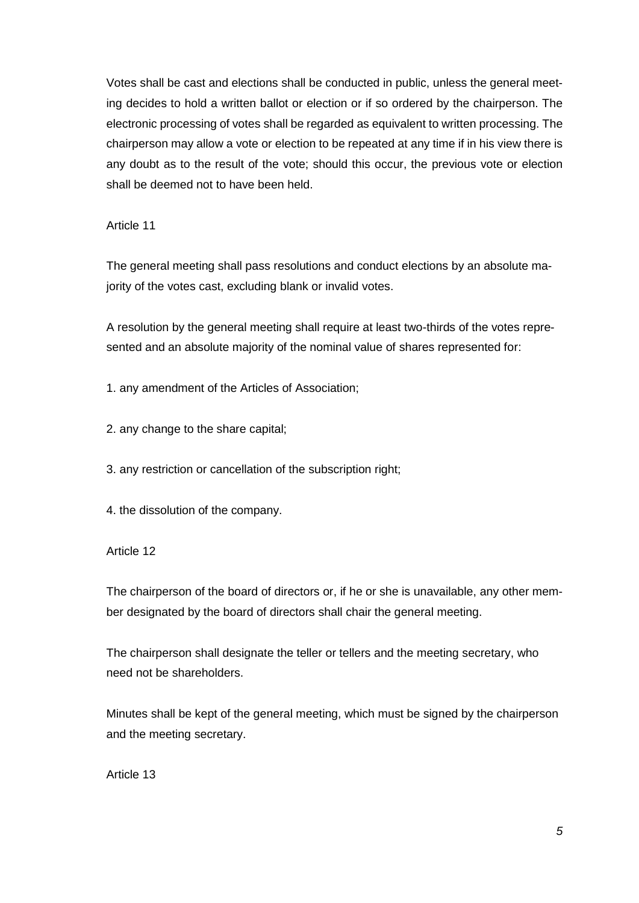Votes shall be cast and elections shall be conducted in public, unless the general meeting decides to hold a written ballot or election or if so ordered by the chairperson. The electronic processing of votes shall be regarded as equivalent to written processing. The chairperson may allow a vote or election to be repeated at any time if in his view there is any doubt as to the result of the vote; should this occur, the previous vote or election shall be deemed not to have been held.

Article 11

The general meeting shall pass resolutions and conduct elections by an absolute majority of the votes cast, excluding blank or invalid votes.

A resolution by the general meeting shall require at least two-thirds of the votes represented and an absolute majority of the nominal value of shares represented for:

1. any amendment of the Articles of Association;

2. any change to the share capital;

3. any restriction or cancellation of the subscription right;

4. the dissolution of the company.

Article 12

The chairperson of the board of directors or, if he or she is unavailable, any other member designated by the board of directors shall chair the general meeting.

The chairperson shall designate the teller or tellers and the meeting secretary, who need not be shareholders.

Minutes shall be kept of the general meeting, which must be signed by the chairperson and the meeting secretary.

Article 13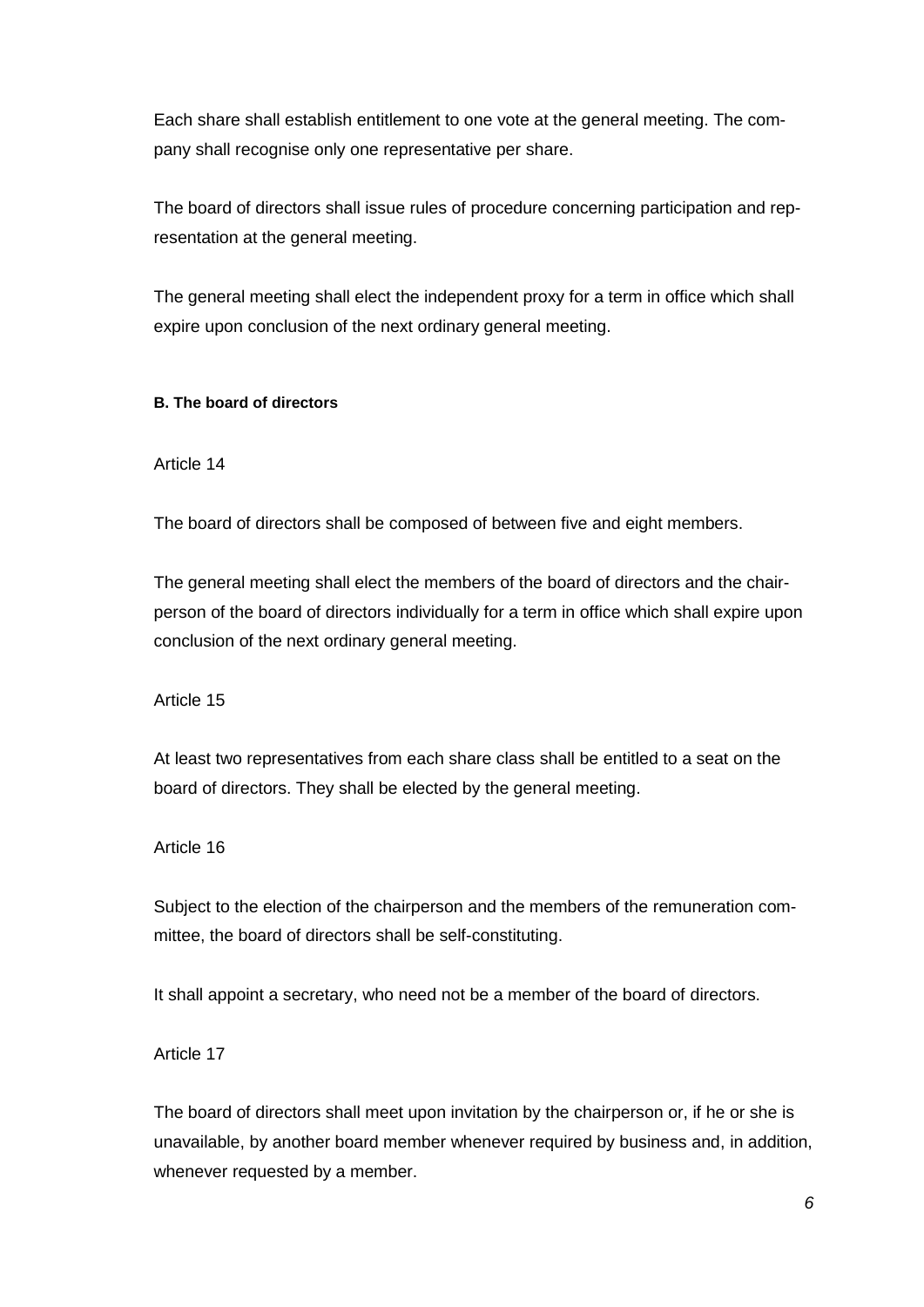Each share shall establish entitlement to one vote at the general meeting. The company shall recognise only one representative per share.

The board of directors shall issue rules of procedure concerning participation and representation at the general meeting.

The general meeting shall elect the independent proxy for a term in office which shall expire upon conclusion of the next ordinary general meeting.

#### B. The board of directors

Article 14

The board of directors shall be composed of between five and eight members.

The general meeting shall elect the members of the board of directors and the chairperson of the board of directors individually for a term in office which shall expire upon conclusion of the next ordinary general meeting.

Article 15

At least two representatives from each share class shall be entitled to a seat on the board of directors. They shall be elected by the general meeting.

Article 16

Subject to the election of the chairperson and the members of the remuneration committee, the board of directors shall be self-constituting.

It shall appoint a secretary, who need not be a member of the board of directors.

Article 17

The board of directors shall meet upon invitation by the chairperson or, if he or she is unavailable, by another board member whenever required by business and, in addition, whenever requested by a member.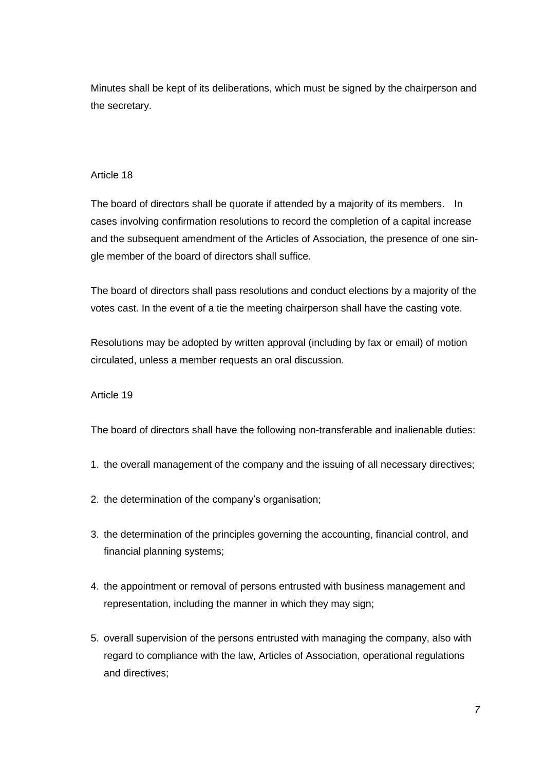Minutes shall be kept of its deliberations, which must be signed by the chairperson and the secretary.

## Article 18

The board of directors shall be quorate if attended by a majority of its members. In cases involving confirmation resolutions to record the completion of a capital increase and the subsequent amendment of the Articles of Association, the presence of one single member of the board of directors shall suffice.

The board of directors shall pass resolutions and conduct elections by a majority of the votes cast. In the event of a tie the meeting chairperson shall have the casting vote.

Resolutions may be adopted by written approval (including by fax or email) of motion circulated, unless a member requests an oral discussion.

## Article 19

The board of directors shall have the following non-transferable and inalienable duties:

1. the overall management of the company and the issuing of all necessary directives;
2. the determination of the company's organisation;
3. the determination of the principles governing the accounting, financial control, and financial planning systems;
4. the appointment or removal of persons entrusted with business management and representation, including the manner in which they may sign;
5. overall supervision of the persons entrusted with managing the company, also with regard to compliance with the law, Articles of Association, operational regulations and directives;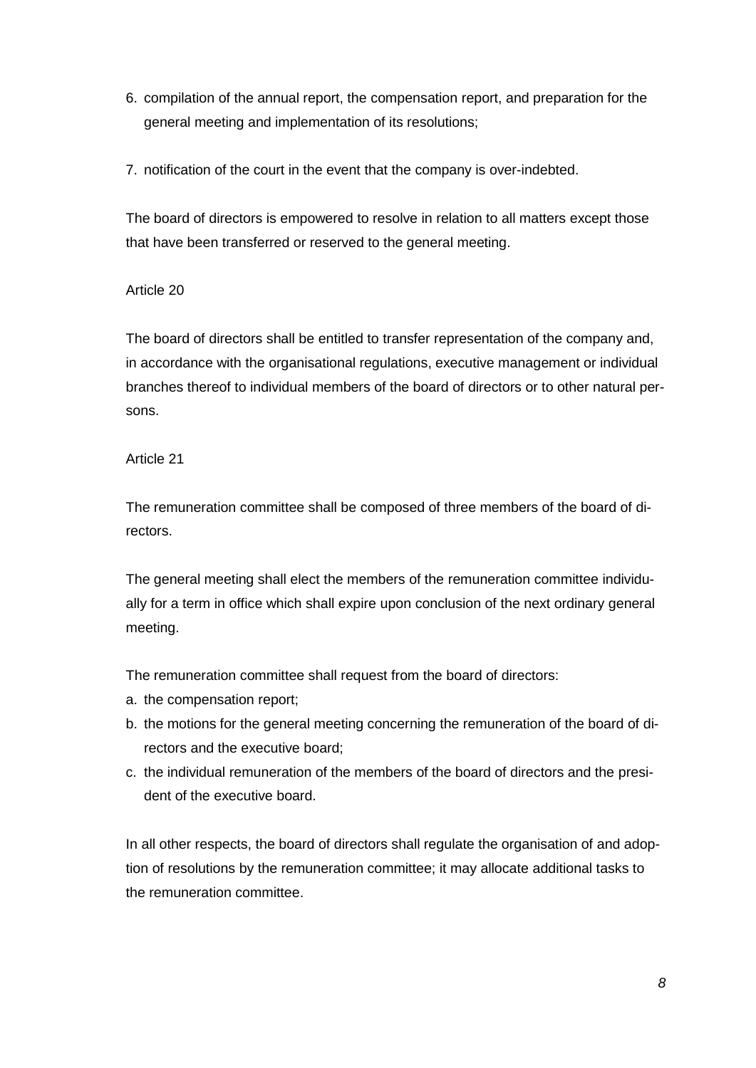6. compilation of the annual report, the compensation report, and preparation for the general meeting and implementation of its resolutions;
7. notification of the court in the event that the company is over-indebted.

The board of directors is empowered to resolve in relation to all matters except those that have been transferred or reserved to the general meeting.

Article 20

The board of directors shall be entitled to transfer representation of the company and, in accordance with the organisational regulations, executive management or individual branches thereof to individual members of the board of directors or to other natural persons.

Article 21

The remuneration committee shall be composed of three members of the board of directors.

The general meeting shall elect the members of the remuneration committee individually for a term in office which shall expire upon conclusion of the next ordinary general meeting.

The remuneration committee shall request from the board of directors:

a. the compensation report;
b. the motions for the general meeting concerning the remuneration of the board of directors and the executive board;
c. the individual remuneration of the members of the board of directors and the president of the executive board.

In all other respects, the board of directors shall regulate the organisation of and adoption of resolutions by the remuneration committee; it may allocate additional tasks to the remuneration committee.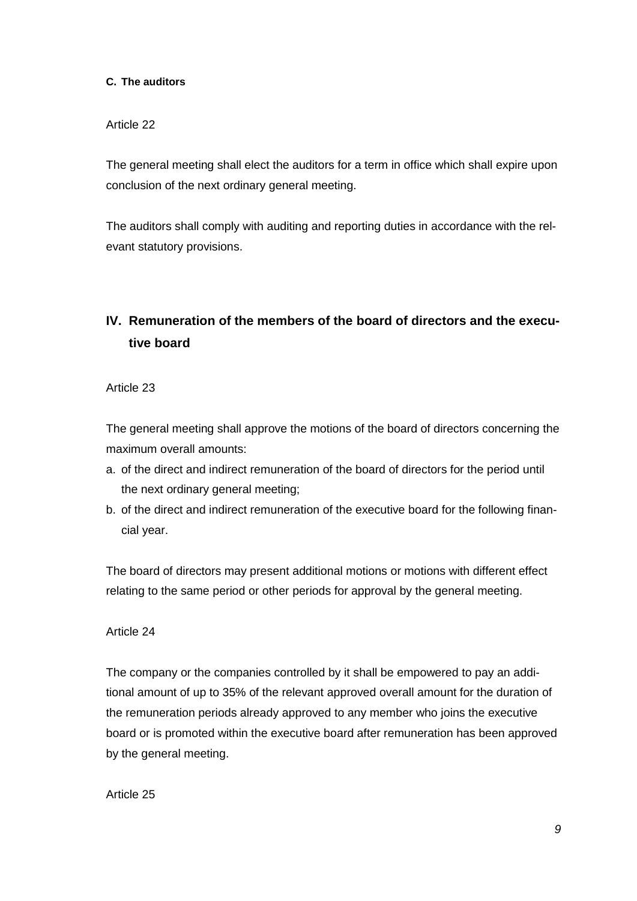#### C. The auditors

Article 22

The general meeting shall elect the auditors for a term in office which shall expire upon conclusion of the next ordinary general meeting.

The auditors shall comply with auditing and reporting duties in accordance with the relevant statutory provisions.

## IV. Remuneration of the members of the board of directors and the executive board

Article 23

The general meeting shall approve the motions of the board of directors concerning the maximum overall amounts:

a. of the direct and indirect remuneration of the board of directors for the period until the next ordinary general meeting;
b. of the direct and indirect remuneration of the executive board for the following financial year.

The board of directors may present additional motions or motions with different effect relating to the same period or other periods for approval by the general meeting.

Article 24

The company or the companies controlled by it shall be empowered to pay an additional amount of up to 35% of the relevant approved overall amount for the duration of the remuneration periods already approved to any member who joins the executive board or is promoted within the executive board after remuneration has been approved by the general meeting.

Article 25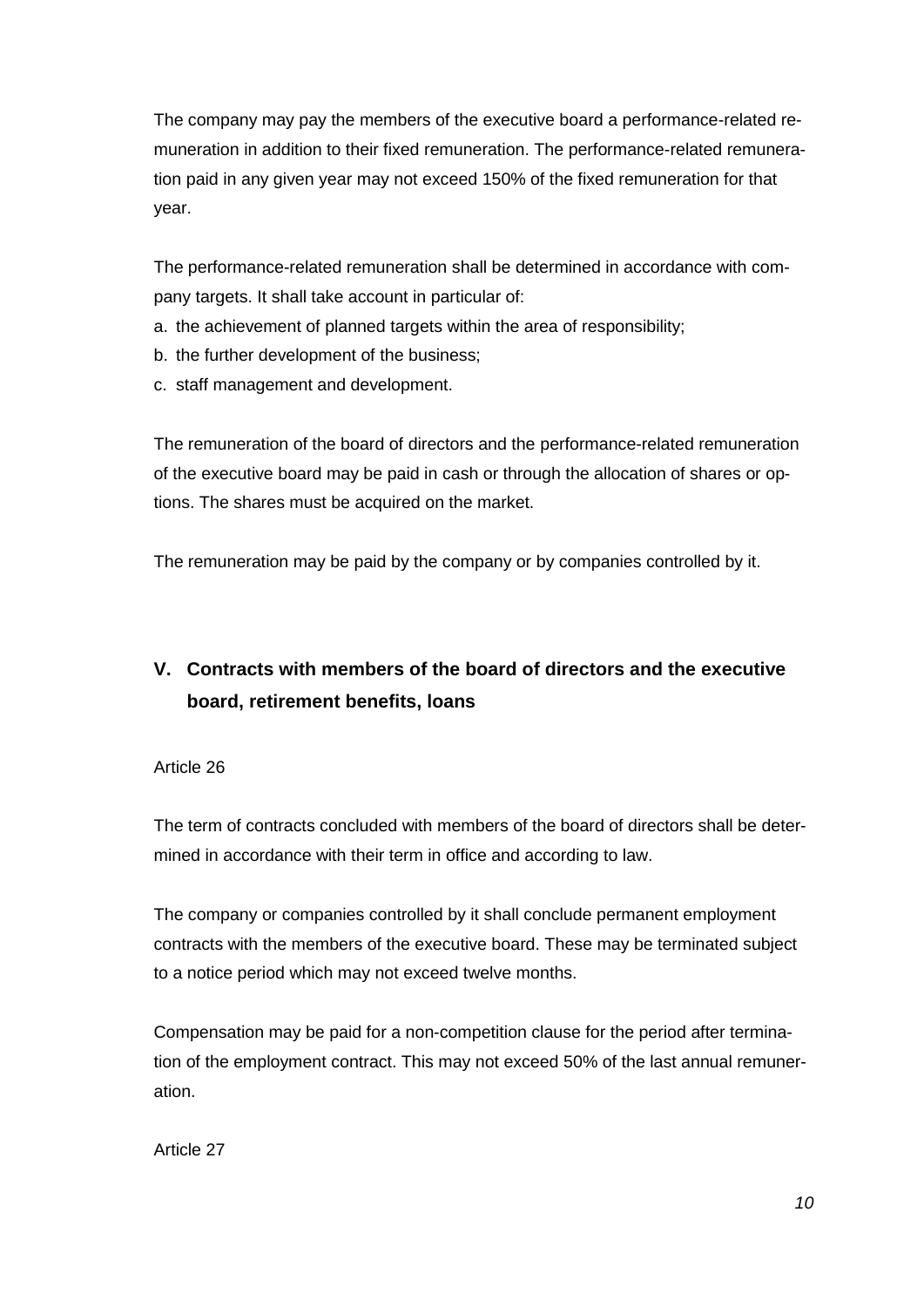The company may pay the members of the executive board a performance-related remuneration in addition to their fixed remuneration. The performance-related remuneration paid in any given year may not exceed 150% of the fixed remuneration for that year.

The performance-related remuneration shall be determined in accordance with company targets. It shall take account in particular of:

a. the achievement of planned targets within the area of responsibility;
b. the further development of the business;
c. staff management and development.

The remuneration of the board of directors and the performance-related remuneration of the executive board may be paid in cash or through the allocation of shares or options. The shares must be acquired on the market.

The remuneration may be paid by the company or by companies controlled by it.

## V. Contracts with members of the board of directors and the executive board, retirement benefits, loans

Article 26

The term of contracts concluded with members of the board of directors shall be determined in accordance with their term in office and according to law.

The company or companies controlled by it shall conclude permanent employment contracts with the members of the executive board. These may be terminated subject to a notice period which may not exceed twelve months.

Compensation may be paid for a non-competition clause for the period after termination of the employment contract. This may not exceed 50% of the last annual remuneration.

Article 27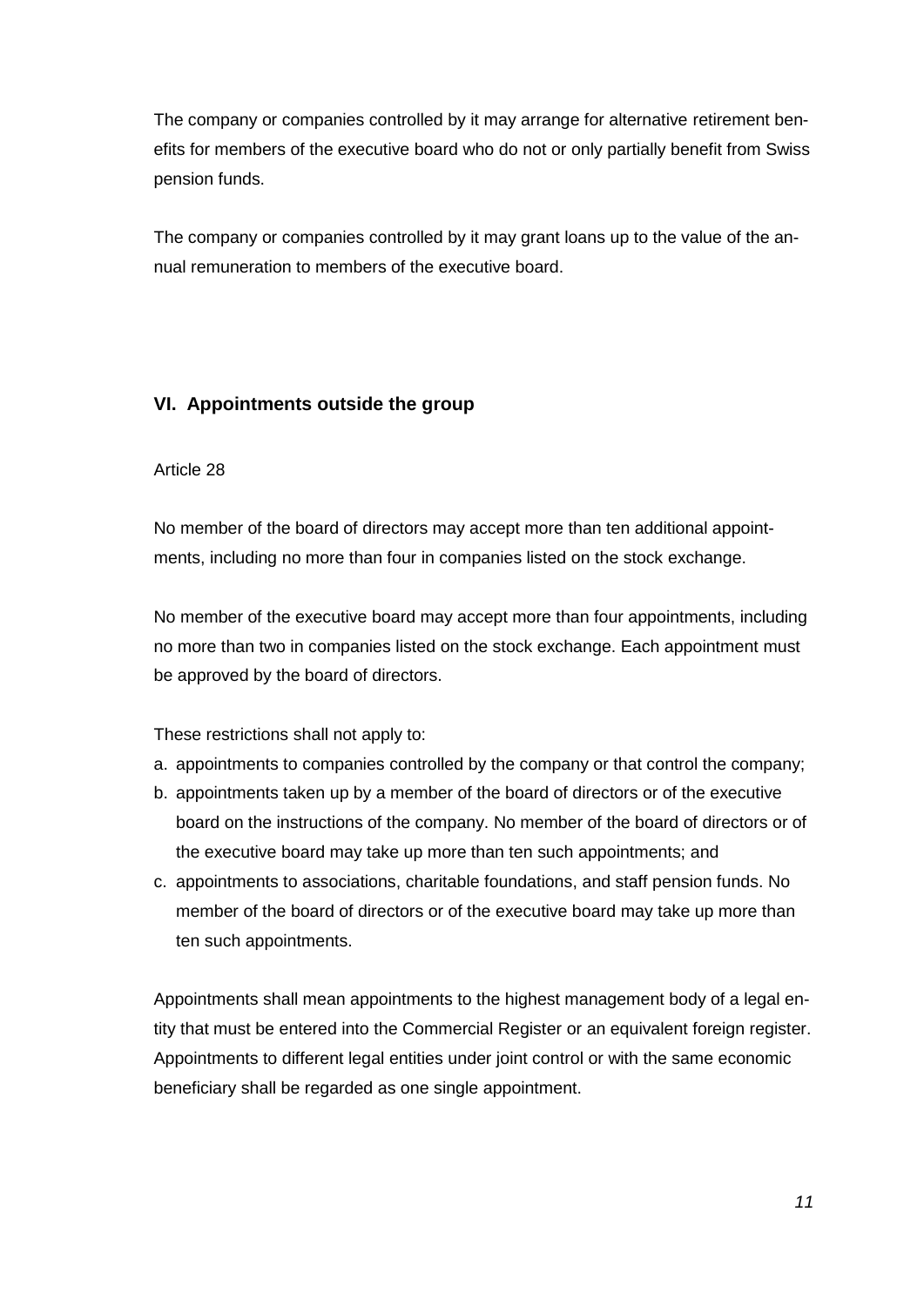The company or companies controlled by it may arrange for alternative retirement benefits for members of the executive board who do not or only partially benefit from Swiss pension funds.

The company or companies controlled by it may grant loans up to the value of the annual remuneration to members of the executive board.

## VI. Appointments outside the group

Article 28

No member of the board of directors may accept more than ten additional appointments, including no more than four in companies listed on the stock exchange.

No member of the executive board may accept more than four appointments, including no more than two in companies listed on the stock exchange. Each appointment must be approved by the board of directors.

These restrictions shall not apply to:

a. appointments to companies controlled by the company or that control the company;
b. appointments taken up by a member of the board of directors or of the executive board on the instructions of the company. No member of the board of directors or of the executive board may take up more than ten such appointments; and
c. appointments to associations, charitable foundations, and staff pension funds. No member of the board of directors or of the executive board may take up more than ten such appointments.

Appointments shall mean appointments to the highest management body of a legal entity that must be entered into the Commercial Register or an equivalent foreign register. Appointments to different legal entities under joint control or with the same economic beneficiary shall be regarded as one single appointment.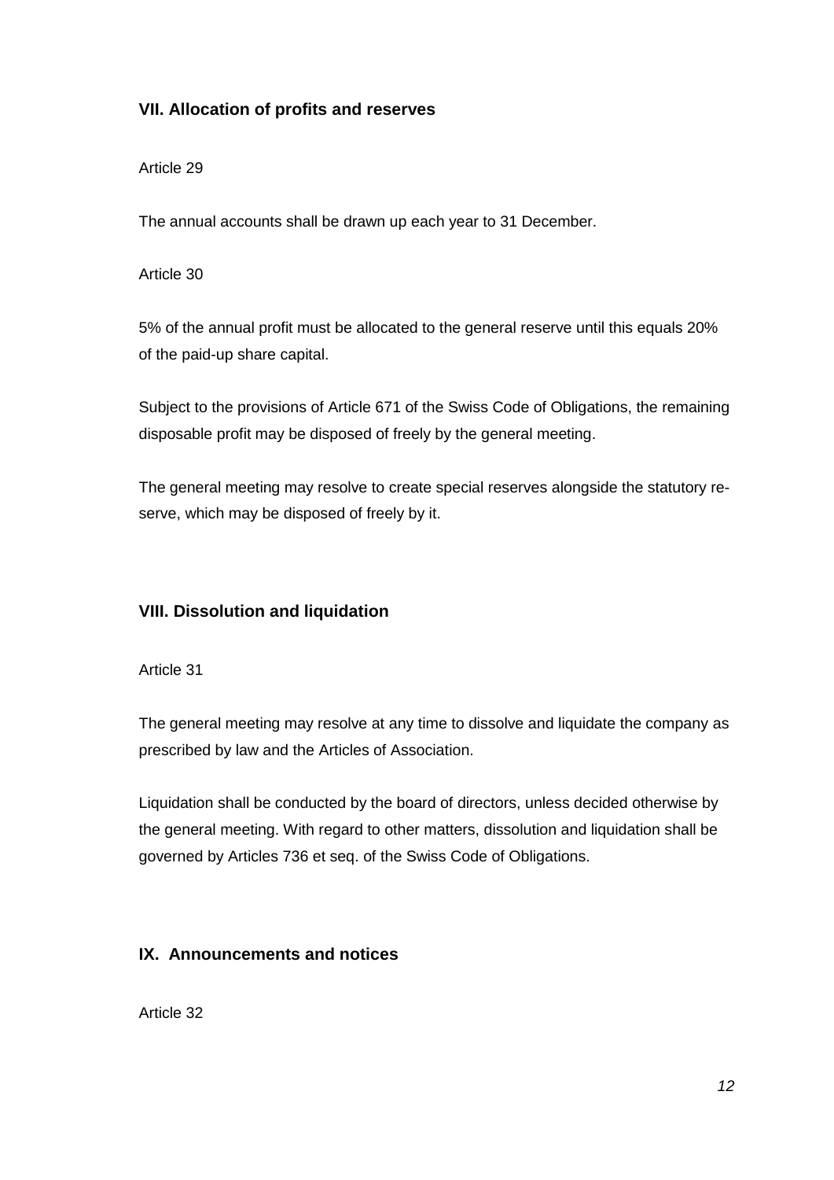## VII. Allocation of profits and reserves

Article 29

The annual accounts shall be drawn up each year to 31 December.

Article 30

5% of the annual profit must be allocated to the general reserve until this equals 20% of the paid-up share capital.

Subject to the provisions of Article 671 of the Swiss Code of Obligations, the remaining disposable profit may be disposed of freely by the general meeting.

The general meeting may resolve to create special reserves alongside the statutory reserve, which may be disposed of freely by it.

## VIII. Dissolution and liquidation

Article 31

The general meeting may resolve at any time to dissolve and liquidate the company as prescribed by law and the Articles of Association.

Liquidation shall be conducted by the board of directors, unless decided otherwise by the general meeting. With regard to other matters, dissolution and liquidation shall be governed by Articles 736 et seq. of the Swiss Code of Obligations.

## IX. Announcements and notices

Article 32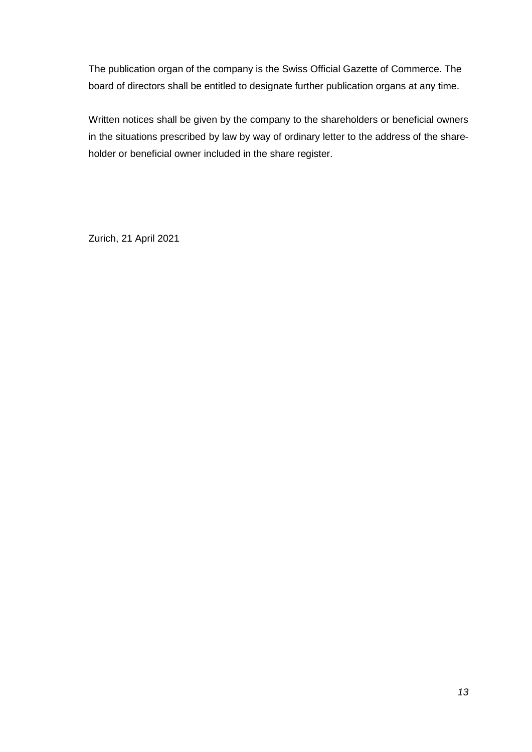The publication organ of the company is the Swiss Official Gazette of Commerce. The board of directors shall be entitled to designate further publication organs at any time.

Written notices shall be given by the company to the shareholders or beneficial owners in the situations prescribed by law by way of ordinary letter to the address of the shareholder or beneficial owner included in the share register.

Zurich, 21 April 2021